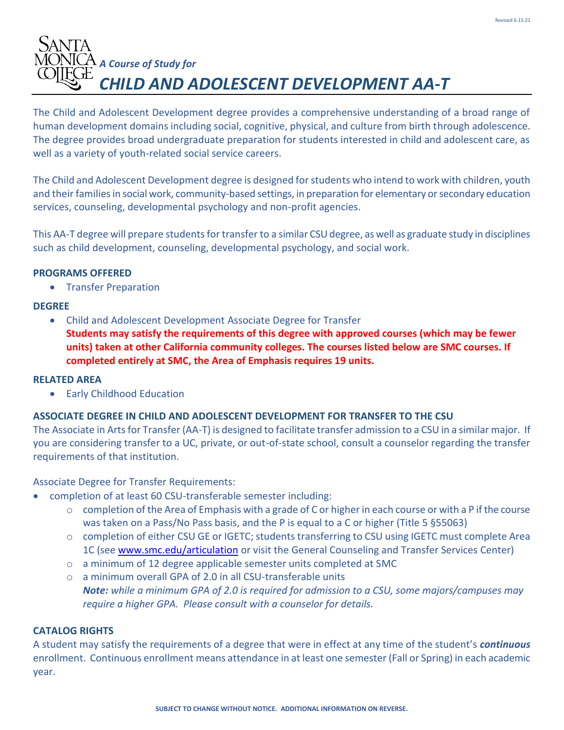*A Course of Study for*

# CHILD AND ADOLESCENT DEVELOPMENT AA-T

The Child and Adolescent Development degree provides a comprehensive understanding of a broad range of human development domains including social, cognitive, physical, and culture from birth through adolescence. The degree provides broad undergraduate preparation for students interested in child and adolescent care, as well as a variety of youth-related social service careers.

The Child and Adolescent Development degree is designed for students who intend to work with children, youth and their families in social work, community-based settings, in preparation for elementary or secondary education services, counseling, developmental psychology and non-profit agencies.

This AA-T degree will prepare students for transfer to a similar CSU degree, as well as graduate study in disciplines such as child development, counseling, developmental psychology, and social work.

**PROGRAMS OFFERED**

- Transfer Preparation

**DEGREE**

- Child and Adolescent Development Associate Degree for Transfer
  **Students may satisfy the requirements of this degree with approved courses (which may be fewer units) taken at other California community colleges. The courses listed below are SMC courses. If completed entirely at SMC, the Area of Emphasis requires 19 units.**

**RELATED AREA**

- Early Childhood Education

**ASSOCIATE DEGREE IN CHILD AND ADOLESCENT DEVELOPMENT FOR TRANSFER TO THE CSU**

The Associate in Arts for Transfer (AA-T) is designed to facilitate transfer admission to a CSU in a similar major. If you are considering transfer to a UC, private, or out-of-state school, consult a counselor regarding the transfer requirements of that institution.

Associate Degree for Transfer Requirements:

- completion of at least 60 CSU-transferable semester including:
  - completion of the Area of Emphasis with a grade of C or higher in each course or with a P if the course was taken on a Pass/No Pass basis, and the P is equal to a C or higher (Title 5 §55063)
  - completion of either CSU GE or IGETC; students transferring to CSU using IGETC must complete Area 1C (see [www.smc.edu/articulation](www.smc.edu/articulation) or visit the General Counseling and Transfer Services Center)
  - a minimum of 12 degree applicable semester units completed at SMC
  - a minimum overall GPA of 2.0 in all CSU-transferable units
    ***Note:*** *while a minimum GPA of 2.0 is required for admission to a CSU, some majors/campuses may require a higher GPA. Please consult with a counselor for details.*

**CATALOG RIGHTS**

A student may satisfy the requirements of a degree that were in effect at any time of the student's ***continuous*** enrollment. Continuous enrollment means attendance in at least one semester (Fall or Spring) in each academic year.

**SUBJECT TO CHANGE WITHOUT NOTICE. ADDITIONAL INFORMATION ON REVERSE.**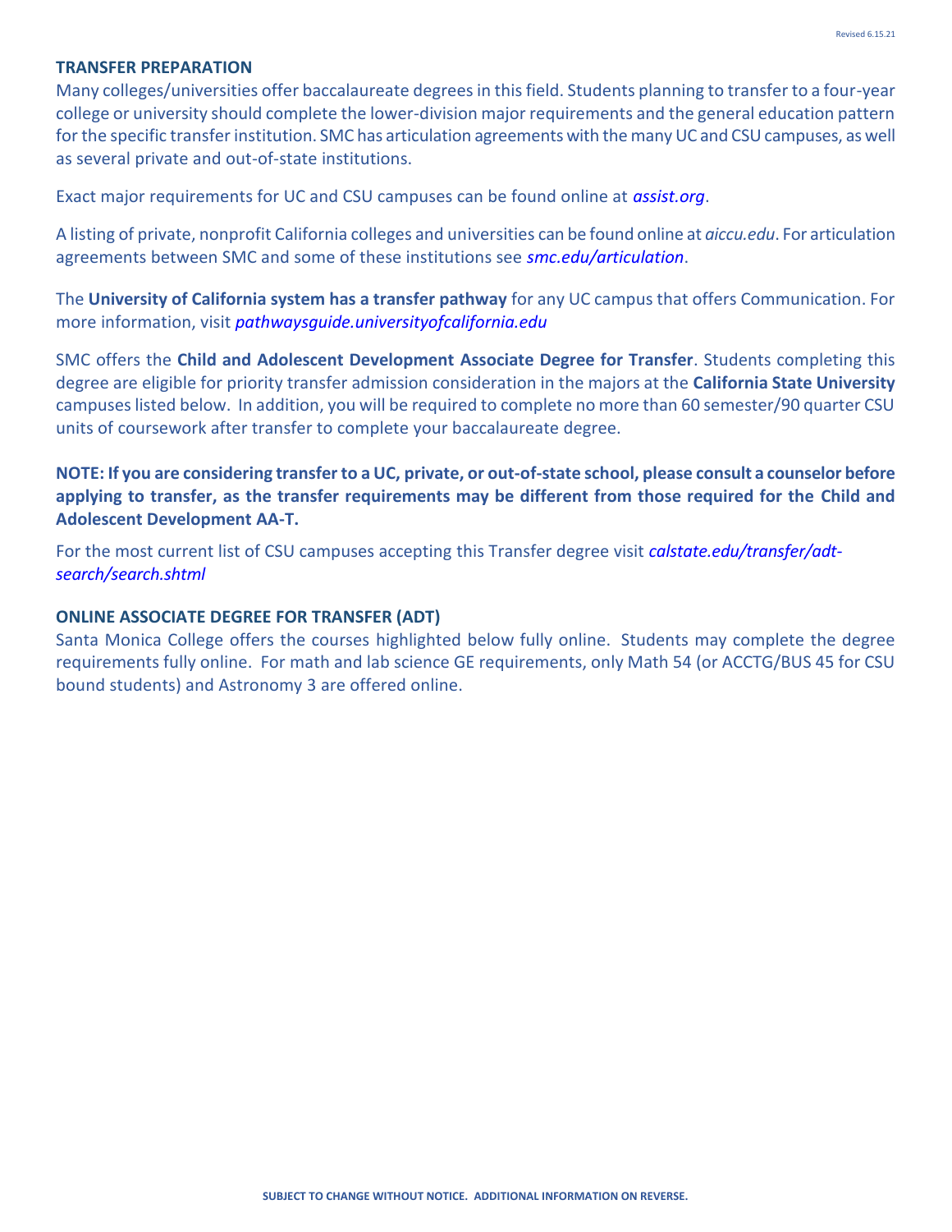## TRANSFER PREPARATION

Many colleges/universities offer baccalaureate degrees in this field. Students planning to transfer to a four-year college or university should complete the lower-division major requirements and the general education pattern for the specific transfer institution. SMC has articulation agreements with the many UC and CSU campuses, as well as several private and out-of-state institutions.

Exact major requirements for UC and CSU campuses can be found online at *assist.org*.

A listing of private, nonprofit California colleges and universities can be found online at *aiccu.edu*. For articulation agreements between SMC and some of these institutions see *smc.edu/articulation*.

The **University of California system has a transfer pathway** for any UC campus that offers Communication. For more information, visit *pathwaysguide.universityofcalifornia.edu*

SMC offers the **Child and Adolescent Development Associate Degree for Transfer**. Students completing this degree are eligible for priority transfer admission consideration in the majors at the **California State University** campuses listed below. In addition, you will be required to complete no more than 60 semester/90 quarter CSU units of coursework after transfer to complete your baccalaureate degree.

**NOTE: If you are considering transfer to a UC, private, or out-of-state school, please consult a counselor before applying to transfer, as the transfer requirements may be different from those required for the Child and Adolescent Development AA-T.**

For the most current list of CSU campuses accepting this Transfer degree visit *calstate.edu/transfer/adt-search/search.shtml*

## ONLINE ASSOCIATE DEGREE FOR TRANSFER (ADT)

Santa Monica College offers the courses highlighted below fully online. Students may complete the degree requirements fully online. For math and lab science GE requirements, only Math 54 (or ACCTG/BUS 45 for CSU bound students) and Astronomy 3 are offered online.

SUBJECT TO CHANGE WITHOUT NOTICE. ADDITIONAL INFORMATION ON REVERSE.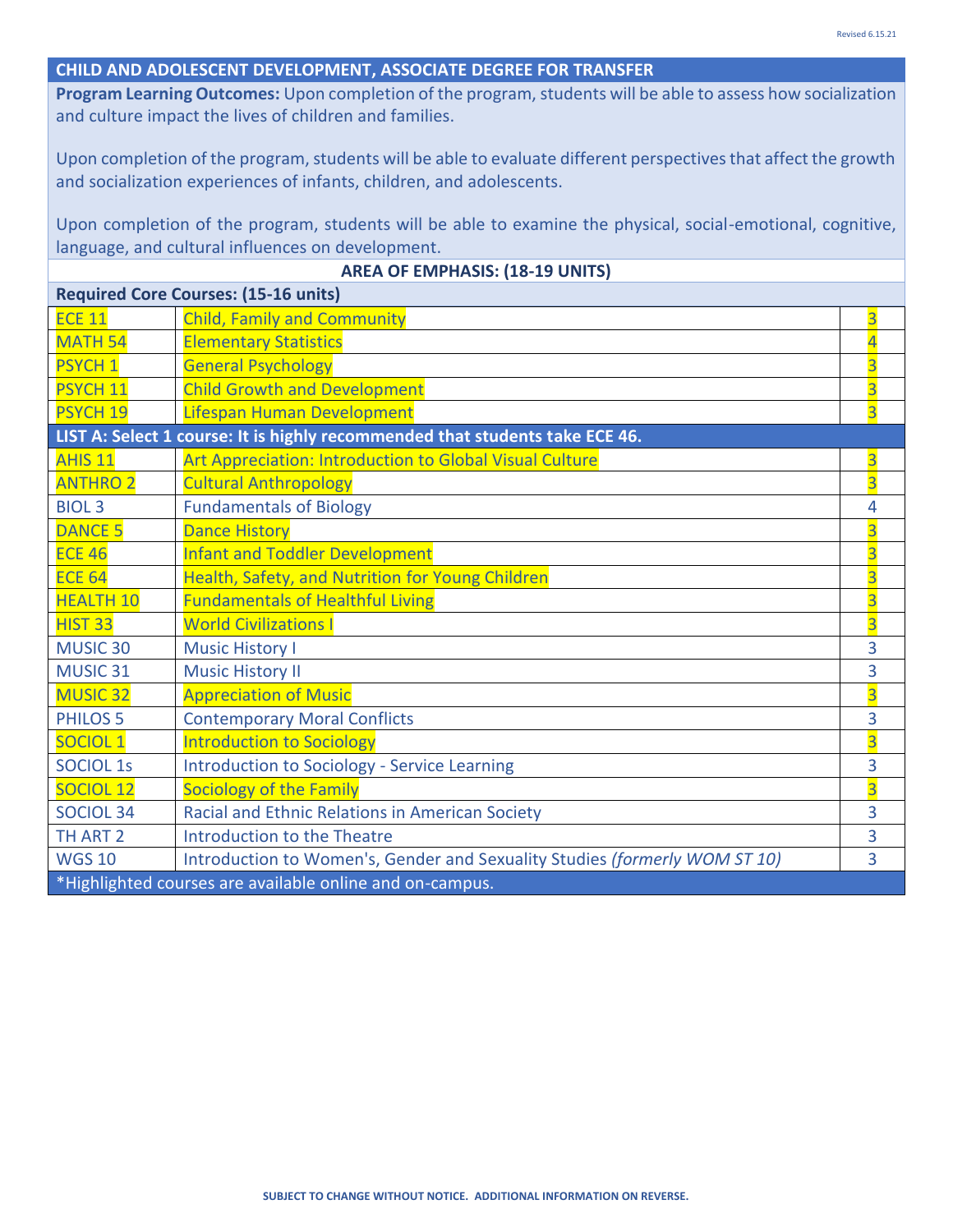## CHILD AND ADOLESCENT DEVELOPMENT, ASSOCIATE DEGREE FOR TRANSFER

**Program Learning Outcomes:** Upon completion of the program, students will be able to assess how socialization and culture impact the lives of children and families.

Upon completion of the program, students will be able to evaluate different perspectives that affect the growth and socialization experiences of infants, children, and adolescents.

Upon completion of the program, students will be able to examine the physical, social-emotional, cognitive, language, and cultural influences on development.

| AREA OF EMPHASIS: (18-19 UNITS) | | |
|---|---|---|
| **Required Core Courses: (15-16 units)** | | |
| ECE 11 | Child, Family and Community | 3 |
| MATH 54 | Elementary Statistics | 4 |
| PSYCH 1 | General Psychology | 3 |
| PSYCH 11 | Child Growth and Development | 3 |
| PSYCH 19 | Lifespan Human Development | 3 |
| **LIST A: Select 1 course: It is highly recommended that students take ECE 46.** | | |
| AHIS 11 | Art Appreciation: Introduction to Global Visual Culture | 3 |
| ANTHRO 2 | Cultural Anthropology | 3 |
| BIOL 3 | Fundamentals of Biology | 4 |
| DANCE 5 | Dance History | 3 |
| ECE 46 | Infant and Toddler Development | 3 |
| ECE 64 | Health, Safety, and Nutrition for Young Children | 3 |
| HEALTH 10 | Fundamentals of Healthful Living | 3 |
| HIST 33 | World Civilizations I | 3 |
| MUSIC 30 | Music History I | 3 |
| MUSIC 31 | Music History II | 3 |
| MUSIC 32 | Appreciation of Music | 3 |
| PHILOS 5 | Contemporary Moral Conflicts | 3 |
| SOCIOL 1 | Introduction to Sociology | 3 |
| SOCIOL 1s | Introduction to Sociology - Service Learning | 3 |
| SOCIOL 12 | Sociology of the Family | 3 |
| SOCIOL 34 | Racial and Ethnic Relations in American Society | 3 |
| TH ART 2 | Introduction to the Theatre | 3 |
| WGS 10 | Introduction to Women's, Gender and Sexuality Studies *(formerly WOM ST 10)* | 3 |
| *Highlighted courses are available online and on-campus. | | |

SUBJECT TO CHANGE WITHOUT NOTICE. ADDITIONAL INFORMATION ON REVERSE.